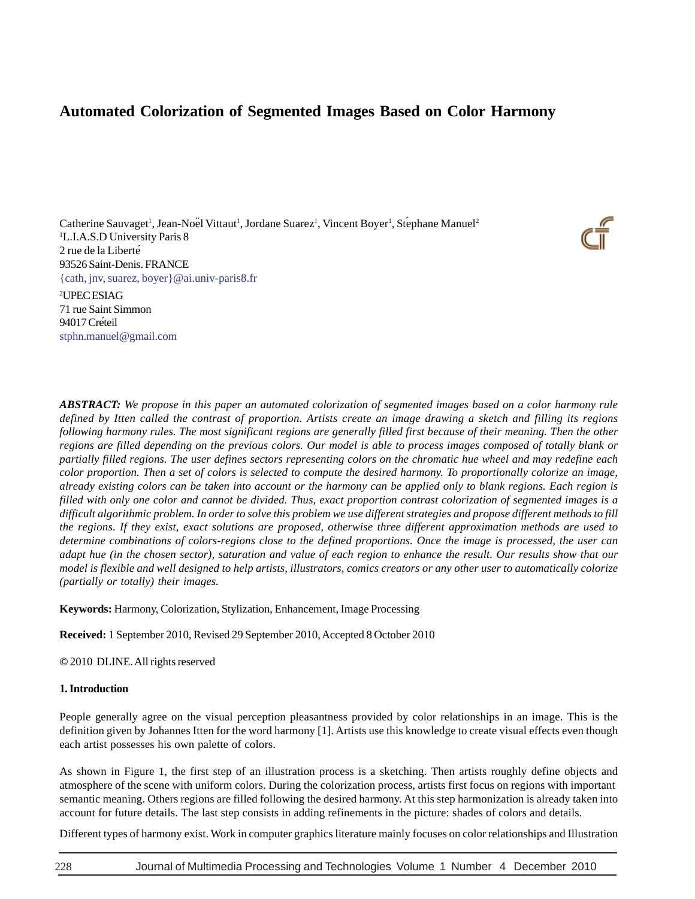# Automated Colorization of Segmented Images Based on Color Harmony

Catherine Sauvaget[1], Jean-Noël Vittaut[1], Jordane Suarez[1], Vincent Boyer[1], Stéphane Manuel[2]
[1]L.I.A.S.D University Paris 8
2 rue de la Liberté
93526 Saint-Denis. FRANCE
{cath, jnv, suarez, boyer}@ai.univ-paris8.fr

[2]UPEC ESIAG
71 rue Saint Simmon
94017 Créteil
stphn.manuel@gmail.com

***ABSTRACT:*** *We propose in this paper an automated colorization of segmented images based on a color harmony rule defined by Itten called the contrast of proportion. Artists create an image drawing a sketch and filling its regions following harmony rules. The most significant regions are generally filled first because of their meaning. Then the other regions are filled depending on the previous colors. Our model is able to process images composed of totally blank or partially filled regions. The user defines sectors representing colors on the chromatic hue wheel and may redefine each color proportion. Then a set of colors is selected to compute the desired harmony. To proportionally colorize an image, already existing colors can be taken into account or the harmony can be applied only to blank regions. Each region is filled with only one color and cannot be divided. Thus, exact proportion contrast colorization of segmented images is a difficult algorithmic problem. In order to solve this problem we use different strategies and propose different methods to fill the regions. If they exist, exact solutions are proposed, otherwise three different approximation methods are used to determine combinations of colors-regions close to the defined proportions. Once the image is processed, the user can adapt hue (in the chosen sector), saturation and value of each region to enhance the result. Our results show that our model is flexible and well designed to help artists, illustrators, comics creators or any other user to automatically colorize (partially or totally) their images.*

**Keywords:** Harmony, Colorization, Stylization, Enhancement, Image Processing

**Received:** 1 September 2010, Revised 29 September 2010, Accepted 8 October 2010

© 2010 DLINE. All rights reserved

## 1. Introduction

People generally agree on the visual perception pleasantness provided by color relationships in an image. This is the definition given by Johannes Itten for the word harmony [1]. Artists use this knowledge to create visual effects even though each artist possesses his own palette of colors.

As shown in Figure 1, the first step of an illustration process is a sketching. Then artists roughly define objects and atmosphere of the scene with uniform colors. During the colorization process, artists first focus on regions with important semantic meaning. Others regions are filled following the desired harmony. At this step harmonization is already taken into account for future details. The last step consists in adding refinements in the picture: shades of colors and details.

Different types of harmony exist. Work in computer graphics literature mainly focuses on color relationships and Illustration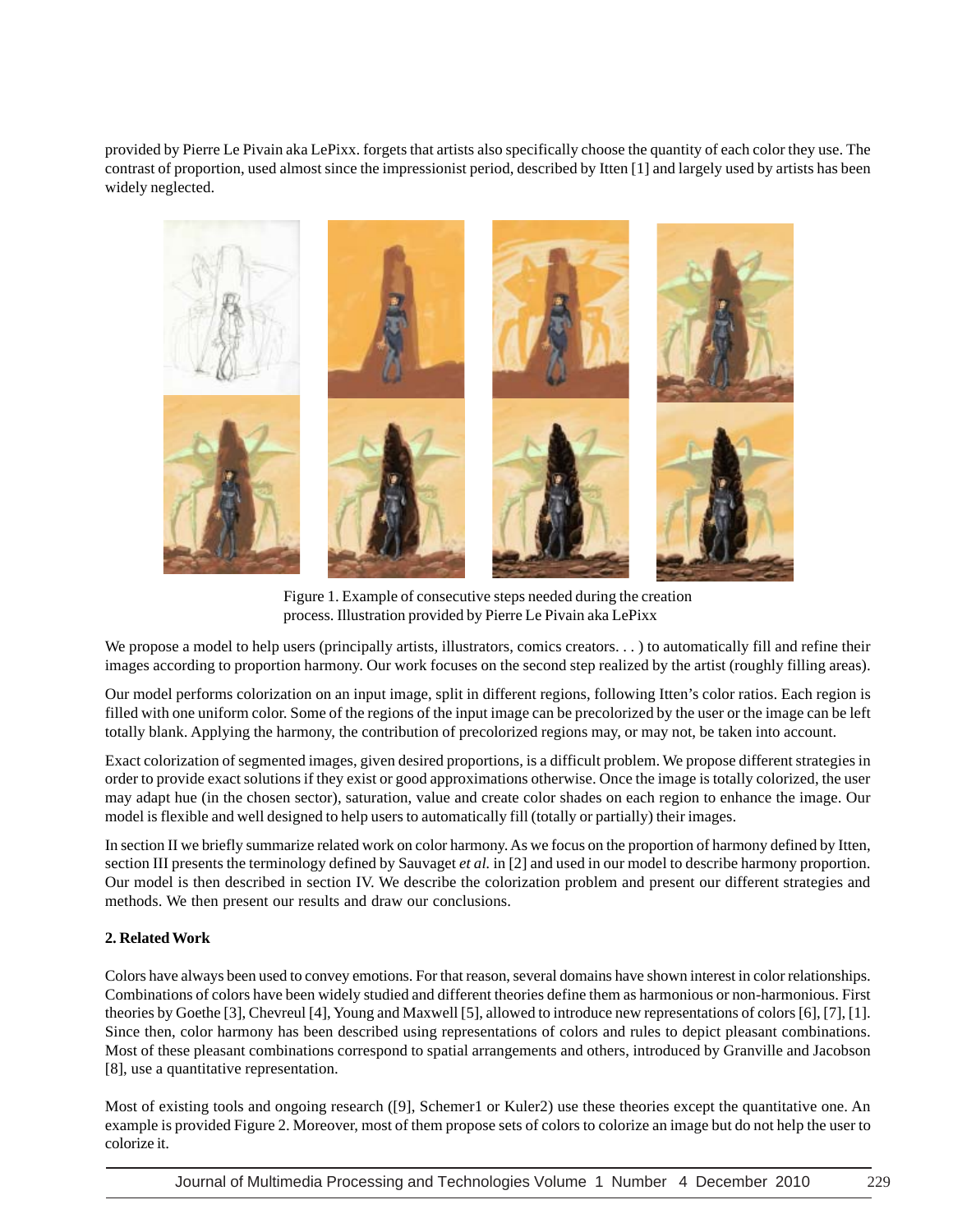provided by Pierre Le Pivain aka LePixx. forgets that artists also specifically choose the quantity of each color they use. The contrast of proportion, used almost since the impressionist period, described by Itten [1] and largely used by artists has been widely neglected.

Figure 1. Example of consecutive steps needed during the creation process. Illustration provided by Pierre Le Pivain aka LePixx

We propose a model to help users (principally artists, illustrators, comics creators. . . ) to automatically fill and refine their images according to proportion harmony. Our work focuses on the second step realized by the artist (roughly filling areas).

Our model performs colorization on an input image, split in different regions, following Itten's color ratios. Each region is filled with one uniform color. Some of the regions of the input image can be precolorized by the user or the image can be left totally blank. Applying the harmony, the contribution of precolorized regions may, or may not, be taken into account.

Exact colorization of segmented images, given desired proportions, is a difficult problem. We propose different strategies in order to provide exact solutions if they exist or good approximations otherwise. Once the image is totally colorized, the user may adapt hue (in the chosen sector), saturation, value and create color shades on each region to enhance the image. Our model is flexible and well designed to help users to automatically fill (totally or partially) their images.

In section II we briefly summarize related work on color harmony. As we focus on the proportion of harmony defined by Itten, section III presents the terminology defined by Sauvaget *et al.* in [2] and used in our model to describe harmony proportion. Our model is then described in section IV. We describe the colorization problem and present our different strategies and methods. We then present our results and draw our conclusions.

## 2. Related Work

Colors have always been used to convey emotions. For that reason, several domains have shown interest in color relationships. Combinations of colors have been widely studied and different theories define them as harmonious or non-harmonious. First theories by Goethe [3], Chevreul [4], Young and Maxwell [5], allowed to introduce new representations of colors [6], [7], [1]. Since then, color harmony has been described using representations of colors and rules to depict pleasant combinations. Most of these pleasant combinations correspond to spatial arrangements and others, introduced by Granville and Jacobson [8], use a quantitative representation.

Most of existing tools and ongoing research ([9], Schemer1 or Kuler2) use these theories except the quantitative one. An example is provided Figure 2. Moreover, most of them propose sets of colors to colorize an image but do not help the user to colorize it.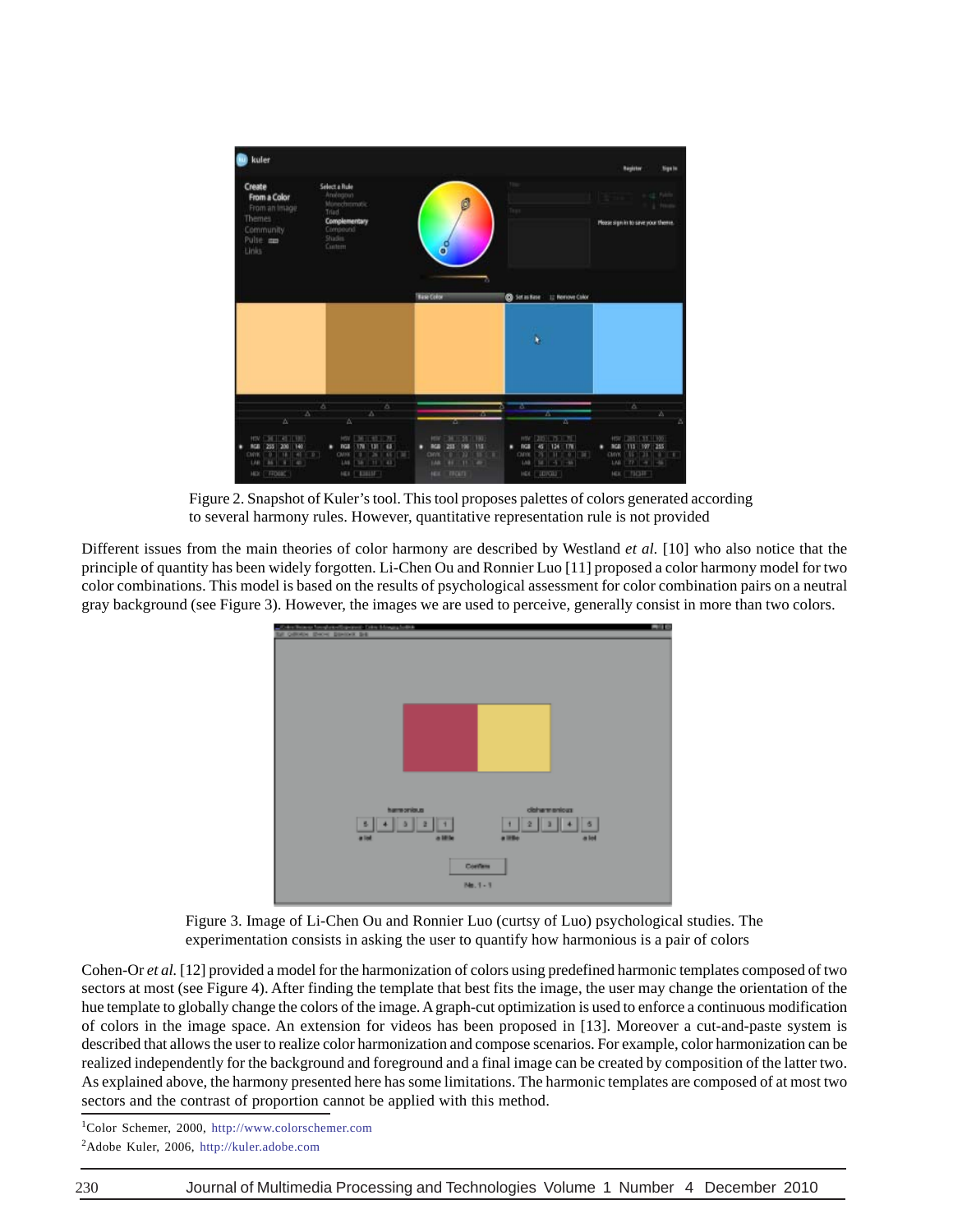Figure 2. Snapshot of Kuler's tool. This tool proposes palettes of colors generated according to several harmony rules. However, quantitative representation rule is not provided

Different issues from the main theories of color harmony are described by Westland *et al.* [10] who also notice that the principle of quantity has been widely forgotten. Li-Chen Ou and Ronnier Luo [11] proposed a color harmony model for two color combinations. This model is based on the results of psychological assessment for color combination pairs on a neutral gray background (see Figure 3). However, the images we are used to perceive, generally consist in more than two colors.

Figure 3. Image of Li-Chen Ou and Ronnier Luo (curtsy of Luo) psychological studies. The experimentation consists in asking the user to quantify how harmonious is a pair of colors

Cohen-Or *et al.* [12] provided a model for the harmonization of colors using predefined harmonic templates composed of two sectors at most (see Figure 4). After finding the template that best fits the image, the user may change the orientation of the hue template to globally change the colors of the image. A graph-cut optimization is used to enforce a continuous modification of colors in the image space. An extension for videos has been proposed in [13]. Moreover a cut-and-paste system is described that allows the user to realize color harmonization and compose scenarios. For example, color harmonization can be realized independently for the background and foreground and a final image can be created by composition of the latter two. As explained above, the harmony presented here has some limitations. The harmonic templates are composed of at most two sectors and the contrast of proportion cannot be applied with this method.

[1]Color Schemer, 2000, http://www.colorschemer.com

[2]Adobe Kuler, 2006, http://kuler.adobe.com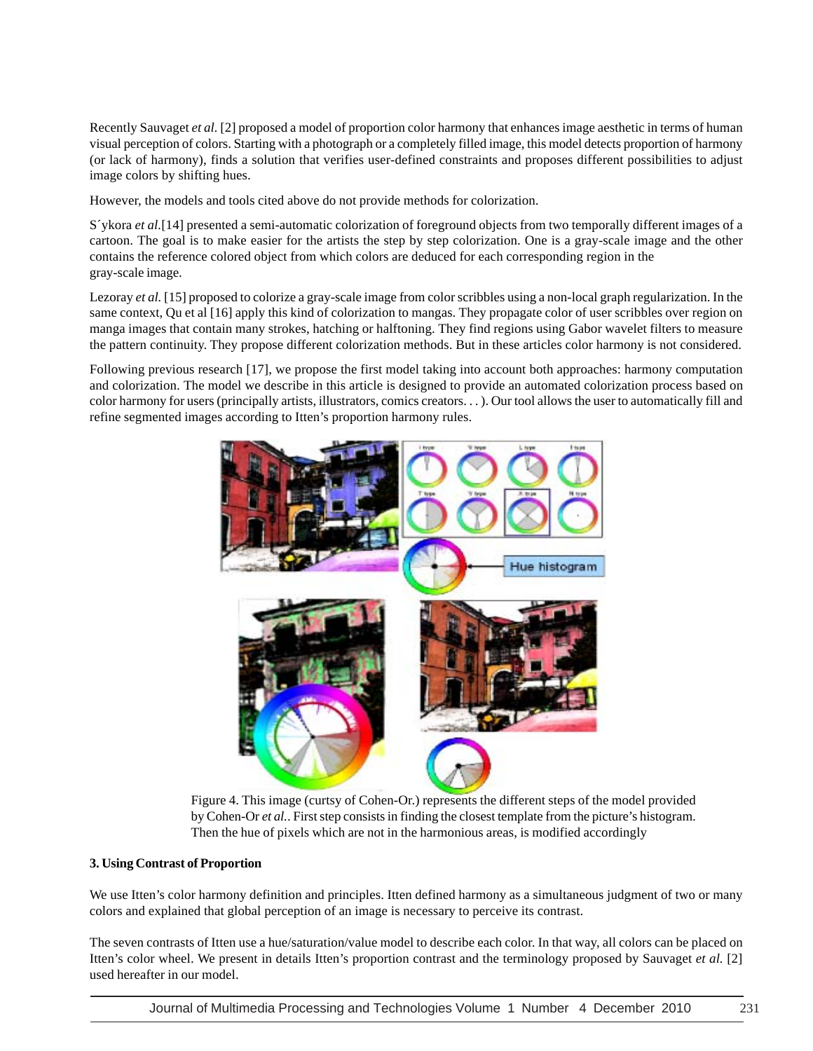Recently Sauvaget *et al.* [2] proposed a model of proportion color harmony that enhances image aesthetic in terms of human visual perception of colors. Starting with a photograph or a completely filled image, this model detects proportion of harmony (or lack of harmony), finds a solution that verifies user-defined constraints and proposes different possibilities to adjust image colors by shifting hues.

However, the models and tools cited above do not provide methods for colorization.

S´ykora *et al.*[14] presented a semi-automatic colorization of foreground objects from two temporally different images of a cartoon. The goal is to make easier for the artists the step by step colorization. One is a gray-scale image and the other contains the reference colored object from which colors are deduced for each corresponding region in the gray-scale image.

Lezoray *et al.* [15] proposed to colorize a gray-scale image from color scribbles using a non-local graph regularization. In the same context, Qu et al [16] apply this kind of colorization to mangas. They propagate color of user scribbles over region on manga images that contain many strokes, hatching or halftoning. They find regions using Gabor wavelet filters to measure the pattern continuity. They propose different colorization methods. But in these articles color harmony is not considered.

Following previous research [17], we propose the first model taking into account both approaches: harmony computation and colorization. The model we describe in this article is designed to provide an automated colorization process based on color harmony for users (principally artists, illustrators, comics creators. . . ). Our tool allows the user to automatically fill and refine segmented images according to Itten's proportion harmony rules.

Figure 4. This image (curtsy of Cohen-Or.) represents the different steps of the model provided by Cohen-Or *et al.*. First step consists in finding the closest template from the picture's histogram. Then the hue of pixels which are not in the harmonious areas, is modified accordingly

### 3. Using Contrast of Proportion

We use Itten's color harmony definition and principles. Itten defined harmony as a simultaneous judgment of two or many colors and explained that global perception of an image is necessary to perceive its contrast.

The seven contrasts of Itten use a hue/saturation/value model to describe each color. In that way, all colors can be placed on Itten's color wheel. We present in details Itten's proportion contrast and the terminology proposed by Sauvaget *et al.* [2] used hereafter in our model.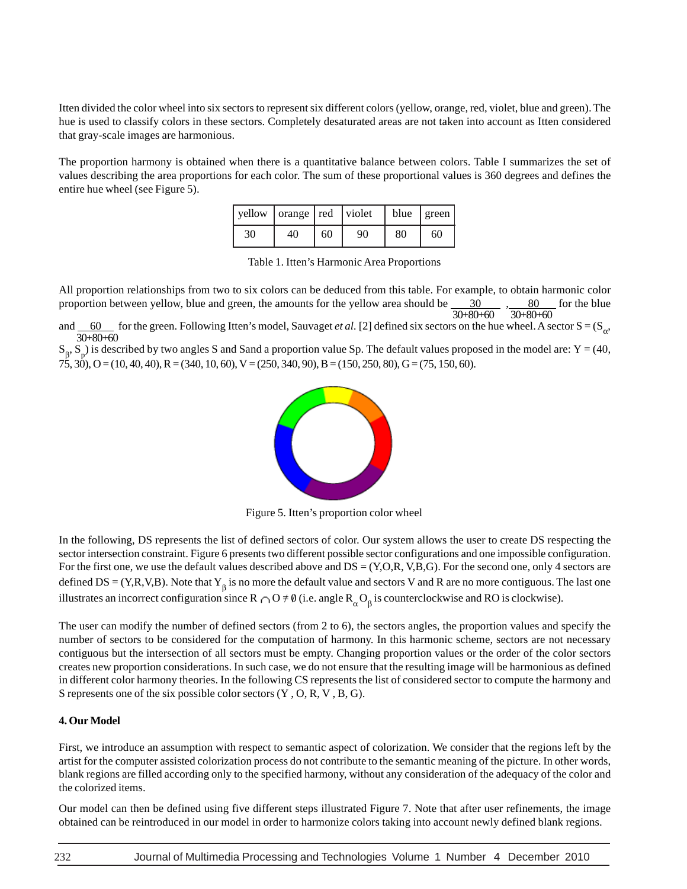Itten divided the color wheel into six sectors to represent six different colors (yellow, orange, red, violet, blue and green). The hue is used to classify colors in these sectors. Completely desaturated areas are not taken into account as Itten considered that gray-scale images are harmonious.

The proportion harmony is obtained when there is a quantitative balance between colors. Table I summarizes the set of values describing the area proportions for each color. The sum of these proportional values is 360 degrees and defines the entire hue wheel (see Figure 5).

| yellow | orange | red | violet | blue | green |
|---|---|---|---|---|---|
| 30 | 40 | 60 | 90 | 80 | 60 |

Table 1. Itten's Harmonic Area Proportions

All proportion relationships from two to six colors can be deduced from this table. For example, to obtain harmonic color proportion between yellow, blue and green, the amounts for the yellow area should be $\frac{30}{30+80+60}$, $\frac{80}{30+80+60}$ for the blue and $\frac{60}{30+80+60}$ for the green. Following Itten's model, Sauvaget *et al.* [2] defined six sectors on the hue wheel. A sector $S = (S_\alpha, S_\beta, S_p)$ is described by two angles S and Sand a proportion value Sp. The default values proposed in the model are: Y = (40, 75, 30), O = (10, 40, 40), R = (340, 10, 60), V = (250, 340, 90), B = (150, 250, 80), G = (75, 150, 60).

Figure 5. Itten's proportion color wheel

In the following, DS represents the list of defined sectors of color. Our system allows the user to create DS respecting the sector intersection constraint. Figure 6 presents two different possible sector configurations and one impossible configuration. For the first one, we use the default values described above and DS = (Y,O,R, V,B,G). For the second one, only 4 sectors are defined DS = (Y,R,V,B). Note that $Y_\beta$ is no more the default value and sectors V and R are no more contiguous. The last one illustrates an incorrect configuration since $R \cap O \neq \emptyset$ (i.e. angle $R_\alpha O_\beta$ is counterclockwise and RO is clockwise).

The user can modify the number of defined sectors (from 2 to 6), the sectors angles, the proportion values and specify the number of sectors to be considered for the computation of harmony. In this harmonic scheme, sectors are not necessary contiguous but the intersection of all sectors must be empty. Changing proportion values or the order of the color sectors creates new proportion considerations. In such case, we do not ensure that the resulting image will be harmonious as defined in different color harmony theories. In the following CS represents the list of considered sector to compute the harmony and S represents one of the six possible color sectors (Y , O, R, V , B, G).

## 4. Our Model

First, we introduce an assumption with respect to semantic aspect of colorization. We consider that the regions left by the artist for the computer assisted colorization process do not contribute to the semantic meaning of the picture. In other words, blank regions are filled according only to the specified harmony, without any consideration of the adequacy of the color and the colorized items.

Our model can then be defined using five different steps illustrated Figure 7. Note that after user refinements, the image obtained can be reintroduced in our model in order to harmonize colors taking into account newly defined blank regions.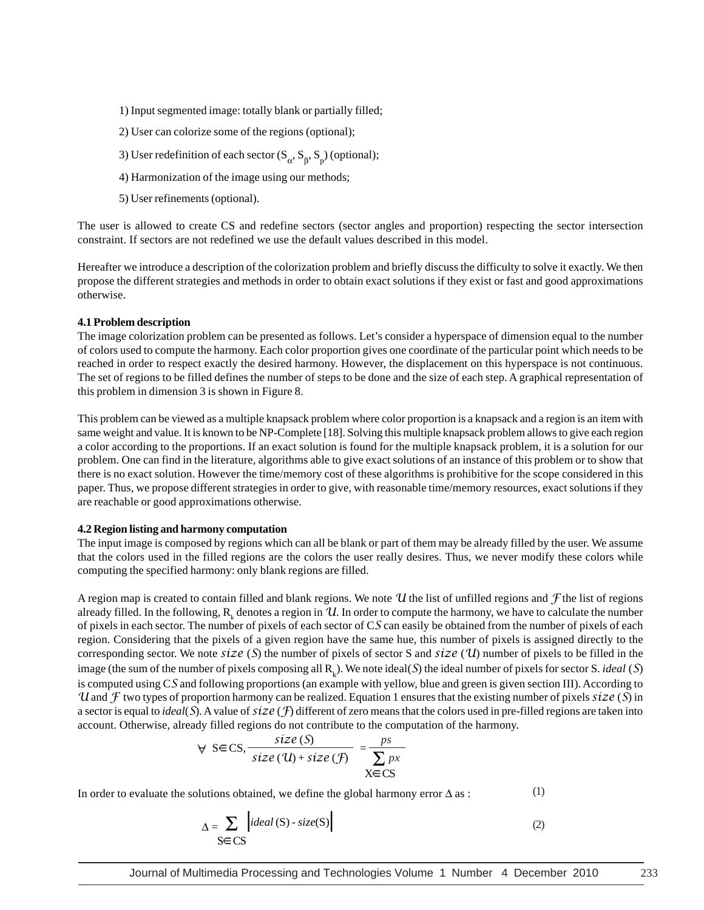1) Input segmented image: totally blank or partially filled;

2) User can colorize some of the regions (optional);

3) User redefinition of each sector ($S_\alpha$, $S_\beta$, $S_p$) (optional);

4) Harmonization of the image using our methods;

5) User refinements (optional).

The user is allowed to create CS and redefine sectors (sector angles and proportion) respecting the sector intersection constraint. If sectors are not redefined we use the default values described in this model.

Hereafter we introduce a description of the colorization problem and briefly discuss the difficulty to solve it exactly. We then propose the different strategies and methods in order to obtain exact solutions if they exist or fast and good approximations otherwise.

**4.1 Problem description**

The image colorization problem can be presented as follows. Let's consider a hyperspace of dimension equal to the number of colors used to compute the harmony. Each color proportion gives one coordinate of the particular point which needs to be reached in order to respect exactly the desired harmony. However, the displacement on this hyperspace is not continuous. The set of regions to be filled defines the number of steps to be done and the size of each step. A graphical representation of this problem in dimension 3 is shown in Figure 8.

This problem can be viewed as a multiple knapsack problem where color proportion is a knapsack and a region is an item with same weight and value. It is known to be NP-Complete [18]. Solving this multiple knapsack problem allows to give each region a color according to the proportions. If an exact solution is found for the multiple knapsack problem, it is a solution for our problem. One can find in the literature, algorithms able to give exact solutions of an instance of this problem or to show that there is no exact solution. However the time/memory cost of these algorithms is prohibitive for the scope considered in this paper. Thus, we propose different strategies in order to give, with reasonable time/memory resources, exact solutions if they are reachable or good approximations otherwise.

**4.2 Region listing and harmony computation**

The input image is composed by regions which can all be blank or part of them may be already filled by the user. We assume that the colors used in the filled regions are the colors the user really desires. Thus, we never modify these colors while computing the specified harmony: only blank regions are filled.

A region map is created to contain filled and blank regions. We note $\mathcal{U}$ the list of unfilled regions and $\mathcal{F}$ the list of regions already filled. In the following, $R_k$ denotes a region in $\mathcal{U}$. In order to compute the harmony, we have to calculate the number of pixels in each sector. The number of pixels of each sector of C$S$ can easily be obtained from the number of pixels of each region. Considering that the pixels of a given region have the same hue, this number of pixels is assigned directly to the corresponding sector. We note $size\ (S)$ the number of pixels of sector S and $size\ (\mathcal{U})$ number of pixels to be filled in the image (the sum of the number of pixels composing all $R_k$). We note ideal($S$) the ideal number of pixels for sector S. *ideal* ($S$) is computed using C$S$ and following proportions (an example with yellow, blue and green is given section III). According to $\mathcal{U}$ and $\mathcal{F}$ two types of proportion harmony can be realized. Equation 1 ensures that the existing number of pixels $size\ (S)$ in a sector is equal to *ideal*($S$). A value of $size\ (\mathcal{F})$ different of zero means that the colors used in pre-filled regions are taken into account. Otherwise, already filled regions do not contribute to the computation of the harmony.

$$\forall\ S \in CS, \frac{size\ (S)}{size\ (\mathcal{U}) + size\ (\mathcal{F})} = \frac{ps}{\sum_{X \in CS} px} \tag{1}$$

In order to evaluate the solutions obtained, we define the global harmony error $\Delta$ as :

$$\Delta = \sum_{S \in CS} \left| ideal\ (S) - size(S) \right| \tag{2}$$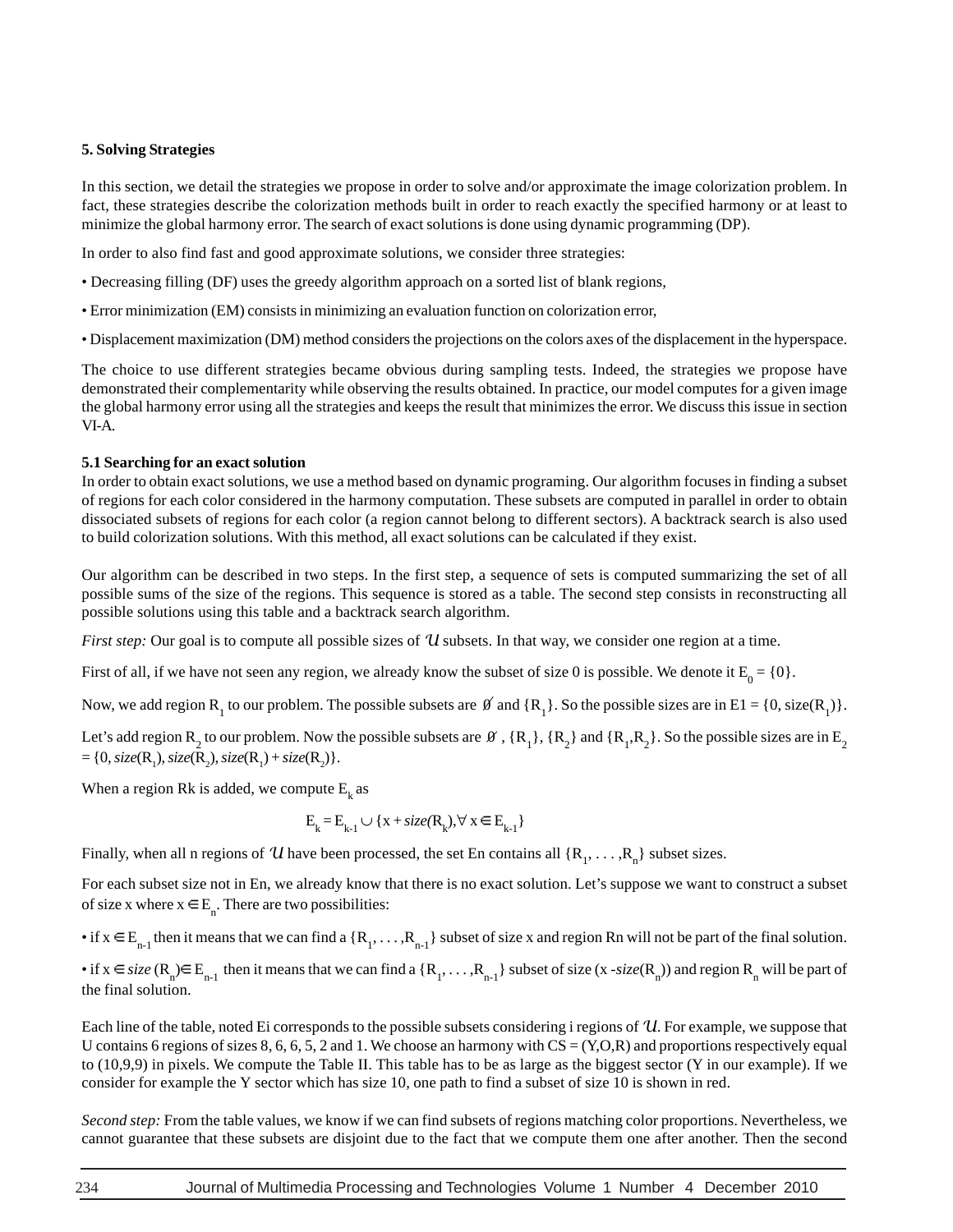## 5. Solving Strategies

In this section, we detail the strategies we propose in order to solve and/or approximate the image colorization problem. In fact, these strategies describe the colorization methods built in order to reach exactly the specified harmony or at least to minimize the global harmony error. The search of exact solutions is done using dynamic programming (DP).

In order to also find fast and good approximate solutions, we consider three strategies:

- Decreasing filling (DF) uses the greedy algorithm approach on a sorted list of blank regions,
- Error minimization (EM) consists in minimizing an evaluation function on colorization error,
- Displacement maximization (DM) method considers the projections on the colors axes of the displacement in the hyperspace.

The choice to use different strategies became obvious during sampling tests. Indeed, the strategies we propose have demonstrated their complementarity while observing the results obtained. In practice, our model computes for a given image the global harmony error using all the strategies and keeps the result that minimizes the error. We discuss this issue in section VI-A.

### 5.1 Searching for an exact solution

In order to obtain exact solutions, we use a method based on dynamic programing. Our algorithm focuses in finding a subset of regions for each color considered in the harmony computation. These subsets are computed in parallel in order to obtain dissociated subsets of regions for each color (a region cannot belong to different sectors). A backtrack search is also used to build colorization solutions. With this method, all exact solutions can be calculated if they exist.

Our algorithm can be described in two steps. In the first step, a sequence of sets is computed summarizing the set of all possible sums of the size of the regions. This sequence is stored as a table. The second step consists in reconstructing all possible solutions using this table and a backtrack search algorithm.

*First step:* Our goal is to compute all possible sizes of $\mathcal{U}$ subsets. In that way, we consider one region at a time.

First of all, if we have not seen any region, we already know the subset of size 0 is possible. We denote it $E_0 = \{0\}$.

Now, we add region $R_1$ to our problem. The possible subsets are $\emptyset$ and $\{R_1\}$. So the possible sizes are in E1 = $\{0, size(R_1)\}$.

Let's add region $R_2$ to our problem. Now the possible subsets are $\emptyset$, $\{R_1\}$, $\{R_2\}$ and $\{R_1,R_2\}$. So the possible sizes are in $E_2 = \{0, size(R_1), size(R_2), size(R_1) + size(R_2)\}$.

When a region Rk is added, we compute $E_k$ as

$$E_k = E_{k-1} \cup \{x + size(R_k), \forall\, x \in E_{k-1}\}$$

Finally, when all n regions of $\mathcal{U}$ have been processed, the set En contains all $\{R_1, \ldots, R_n\}$ subset sizes.

For each subset size not in En, we already know that there is no exact solution. Let's suppose we want to construct a subset of size x where $x \in E_n$. There are two possibilities:

- if $x \in E_{n-1}$ then it means that we can find a $\{R_1, \ldots, R_{n-1}\}$ subset of size x and region Rn will not be part of the final solution.
- if $x \in size(R_n) \in E_{n-1}$ then it means that we can find a $\{R_1, \ldots, R_{n-1}\}$ subset of size $(x - size(R_n))$ and region $R_n$ will be part of the final solution.

Each line of the table, noted Ei corresponds to the possible subsets considering i regions of $\mathcal{U}$. For example, we suppose that U contains 6 regions of sizes 8, 6, 6, 5, 2 and 1. We choose an harmony with CS = (Y,O,R) and proportions respectively equal to (10,9,9) in pixels. We compute the Table II. This table has to be as large as the biggest sector (Y in our example). If we consider for example the Y sector which has size 10, one path to find a subset of size 10 is shown in red.

*Second step:* From the table values, we know if we can find subsets of regions matching color proportions. Nevertheless, we cannot guarantee that these subsets are disjoint due to the fact that we compute them one after another. Then the second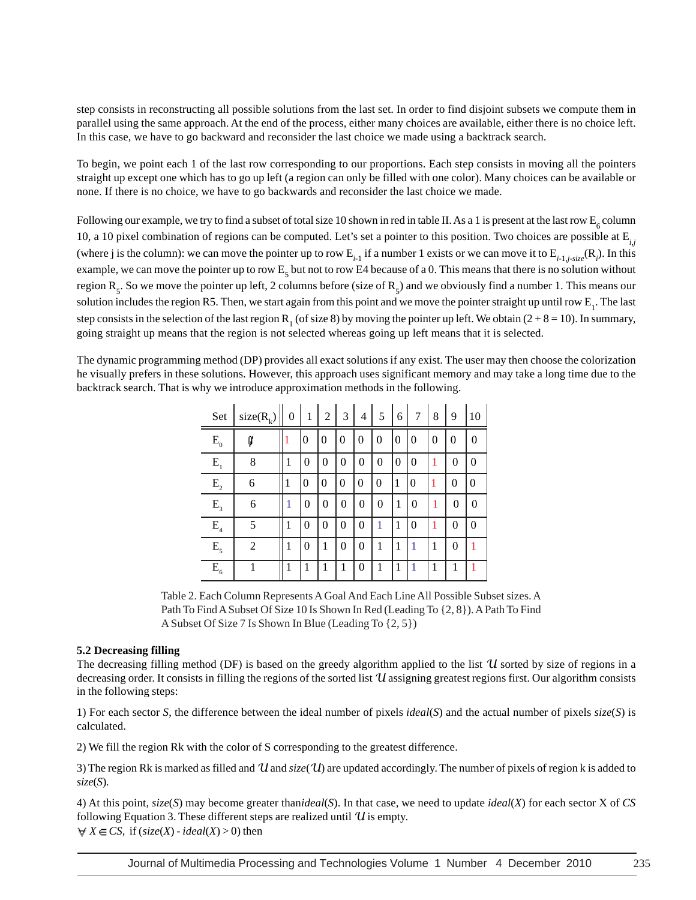step consists in reconstructing all possible solutions from the last set. In order to find disjoint subsets we compute them in parallel using the same approach. At the end of the process, either many choices are available, either there is no choice left. In this case, we have to go backward and reconsider the last choice we made using a backtrack search.

To begin, we point each 1 of the last row corresponding to our proportions. Each step consists in moving all the pointers straight up except one which has to go up left (a region can only be filled with one color). Many choices can be available or none. If there is no choice, we have to go backwards and reconsider the last choice we made.

Following our example, we try to find a subset of total size 10 shown in red in table II. As a 1 is present at the last row $E_6$ column 10, a 10 pixel combination of regions can be computed. Let's set a pointer to this position. Two choices are possible at $E_{i,j}$ (where j is the column): we can move the pointer up to row $E_{i-1}$ if a number 1 exists or we can move it to $E_{i-1,j-size}(R_i)$. In this example, we can move the pointer up to row $E_5$ but not to row E4 because of a 0. This means that there is no solution without region $R_5$. So we move the pointer up left, 2 columns before (size of $R_5$) and we obviously find a number 1. This means our solution includes the region R5. Then, we start again from this point and we move the pointer straight up until row $E_1$. The last step consists in the selection of the last region $R_1$ (of size 8) by moving the pointer up left. We obtain (2 + 8 = 10). In summary, going straight up means that the region is not selected whereas going up left means that it is selected.

The dynamic programming method (DP) provides all exact solutions if any exist. The user may then choose the colorization he visually prefers in these solutions. However, this approach uses significant memory and may take a long time due to the backtrack search. That is why we introduce approximation methods in the following.

| Set | size($R_k$) | 0 | 1 | 2 | 3 | 4 | 5 | 6 | 7 | 8 | 9 | 10 |
|---|---|---|---|---|---|---|---|---|---|---|---|---|
| $E_0$ | ∅ | 1 | 0 | 0 | 0 | 0 | 0 | 0 | 0 | 0 | 0 | 0 |
| $E_1$ | 8 | 1 | 0 | 0 | 0 | 0 | 0 | 0 | 0 | 1 | 0 | 0 |
| $E_2$ | 6 | 1 | 0 | 0 | 0 | 0 | 0 | 1 | 0 | 1 | 0 | 0 |
| $E_3$ | 6 | 1 | 0 | 0 | 0 | 0 | 0 | 1 | 0 | 1 | 0 | 0 |
| $E_4$ | 5 | 1 | 0 | 0 | 0 | 0 | 1 | 1 | 0 | 1 | 0 | 0 |
| $E_5$ | 2 | 1 | 0 | 1 | 0 | 0 | 1 | 1 | 1 | 1 | 0 | 1 |
| $E_6$ | 1 | 1 | 1 | 1 | 1 | 0 | 1 | 1 | 1 | 1 | 1 | 1 |

Table 2. Each Column Represents A Goal And Each Line All Possible Subset sizes. A Path To Find A Subset Of Size 10 Is Shown In Red (Leading To {2, 8}). A Path To Find A Subset Of Size 7 Is Shown In Blue (Leading To {2, 5})

### 5.2 Decreasing filling

The decreasing filling method (DF) is based on the greedy algorithm applied to the list $\mathcal{U}$ sorted by size of regions in a decreasing order. It consists in filling the regions of the sorted list $\mathcal{U}$ assigning greatest regions first. Our algorithm consists in the following steps:

1) For each sector *S*, the difference between the ideal number of pixels *ideal*(*S*) and the actual number of pixels *size*(*S*) is calculated.

2) We fill the region Rk with the color of S corresponding to the greatest difference.

3) The region Rk is marked as filled and $\mathcal{U}$ and *size*($\mathcal{U}$) are updated accordingly. The number of pixels of region k is added to *size*(*S*).

4) At this point, *size*(*S*) may become greater than*ideal*(*S*). In that case, we need to update *ideal*(*X*) for each sector X of *CS* following Equation 3. These different steps are realized until $\mathcal{U}$ is empty.

$\forall X \in CS$, if $(size(X) - ideal(X) > 0)$ then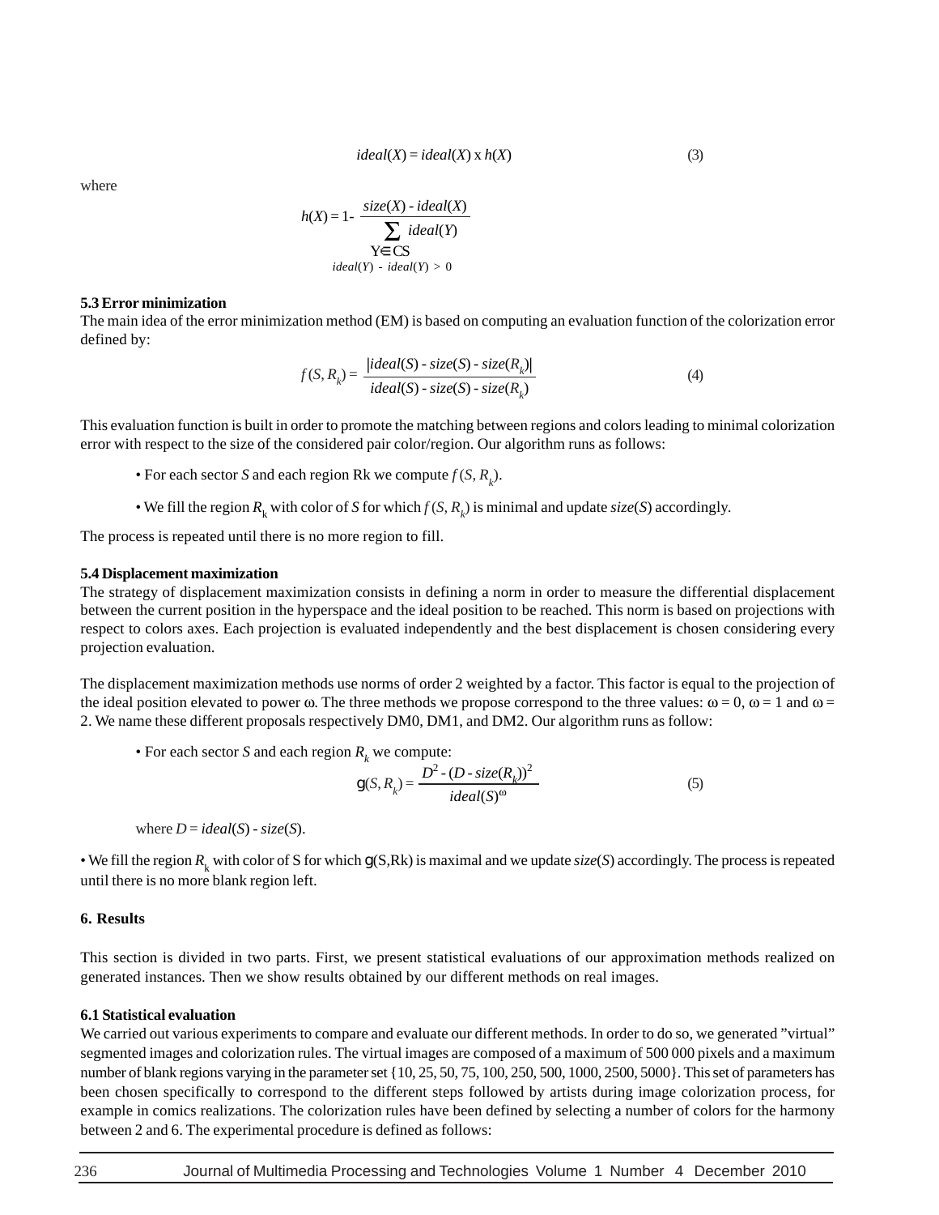$$ideal(X) = ideal(X) \text{ x } h(X) \tag{3}$$

where

$$h(X) = 1 - \frac{size(X) - ideal(X)}{\sum\limits_{\substack{Y \in CS \\ ideal(Y) - ideal(Y) > 0}} ideal(Y)}$$

### 5.3 Error minimization

The main idea of the error minimization method (EM) is based on computing an evaluation function of the colorization error defined by:

$$f(S, R_k) = \frac{|ideal(S) - size(S) - size(R_k)|}{ideal(S) - size(S) - size(R_k)} \tag{4}$$

This evaluation function is built in order to promote the matching between regions and colors leading to minimal colorization error with respect to the size of the considered pair color/region. Our algorithm runs as follows:

- For each sector $S$ and each region Rk we compute $f(S, R_k)$.
- We fill the region $R_k$ with color of $S$ for which $f(S, R_k)$ is minimal and update $size(S)$ accordingly.

The process is repeated until there is no more region to fill.

### 5.4 Displacement maximization

The strategy of displacement maximization consists in defining a norm in order to measure the differential displacement between the current position in the hyperspace and the ideal position to be reached. This norm is based on projections with respect to colors axes. Each projection is evaluated independently and the best displacement is chosen considering every projection evaluation.

The displacement maximization methods use norms of order 2 weighted by a factor. This factor is equal to the projection of the ideal position elevated to power ω. The three methods we propose correspond to the three values: ω = 0, ω = 1 and ω = 2. We name these different proposals respectively DM0, DM1, and DM2. Our algorithm runs as follow:

- For each sector $S$ and each region $R_k$ we compute:

$$g(S, R_k) = \frac{D^2 - (D - size(R_k))^2}{ideal(S)^{\omega}} \tag{5}$$

where $D = ideal(S) - size(S)$.

- We fill the region $R_k$ with color of S for which g(S,Rk) is maximal and we update $size(S)$ accordingly. The process is repeated until there is no more blank region left.

## 6. Results

This section is divided in two parts. First, we present statistical evaluations of our approximation methods realized on generated instances. Then we show results obtained by our different methods on real images.

### 6.1 Statistical evaluation

We carried out various experiments to compare and evaluate our different methods. In order to do so, we generated "virtual" segmented images and colorization rules. The virtual images are composed of a maximum of 500 000 pixels and a maximum number of blank regions varying in the parameter set {10, 25, 50, 75, 100, 250, 500, 1000, 2500, 5000}. This set of parameters has been chosen specifically to correspond to the different steps followed by artists during image colorization process, for example in comics realizations. The colorization rules have been defined by selecting a number of colors for the harmony between 2 and 6. The experimental procedure is defined as follows: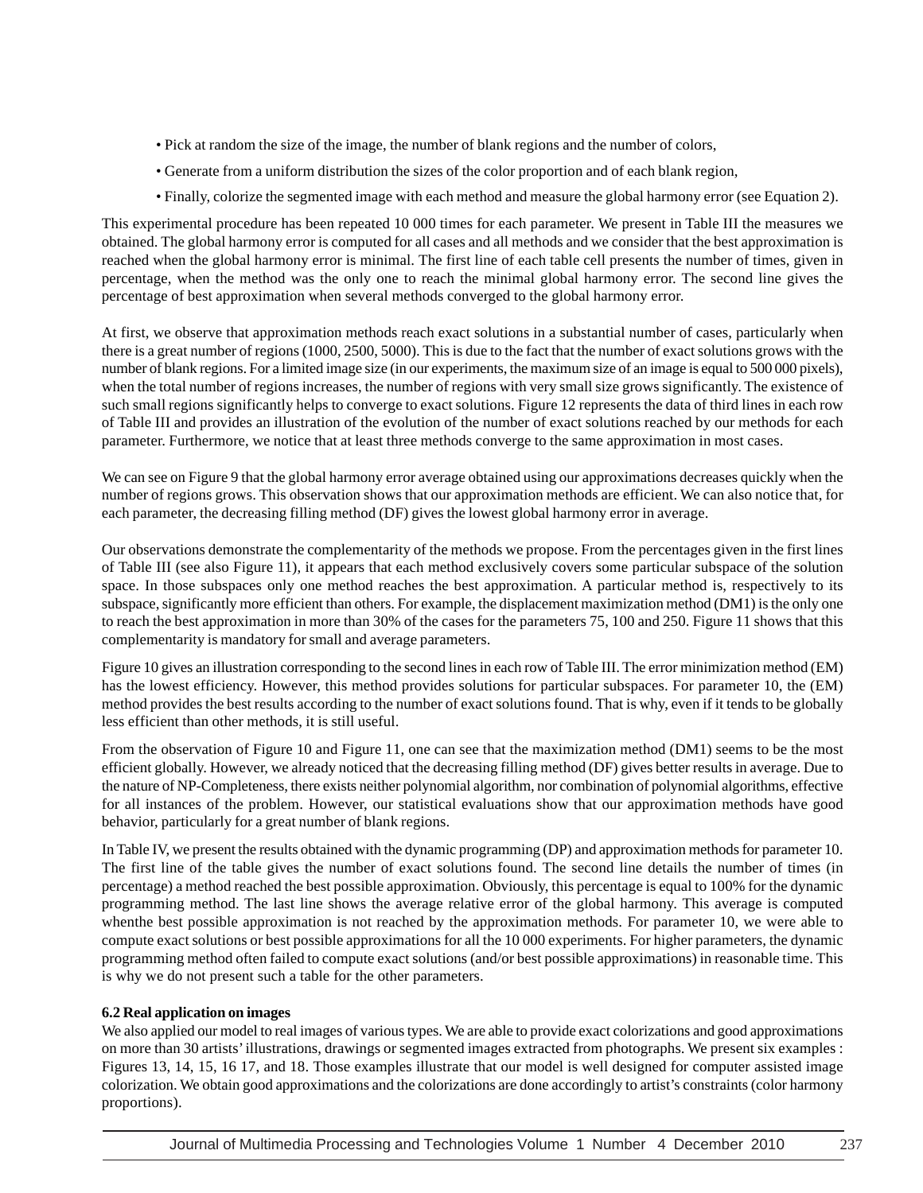- Pick at random the size of the image, the number of blank regions and the number of colors,
- Generate from a uniform distribution the sizes of the color proportion and of each blank region,
- Finally, colorize the segmented image with each method and measure the global harmony error (see Equation 2).

This experimental procedure has been repeated 10 000 times for each parameter. We present in Table III the measures we obtained. The global harmony error is computed for all cases and all methods and we consider that the best approximation is reached when the global harmony error is minimal. The first line of each table cell presents the number of times, given in percentage, when the method was the only one to reach the minimal global harmony error. The second line gives the percentage of best approximation when several methods converged to the global harmony error.

At first, we observe that approximation methods reach exact solutions in a substantial number of cases, particularly when there is a great number of regions (1000, 2500, 5000). This is due to the fact that the number of exact solutions grows with the number of blank regions. For a limited image size (in our experiments, the maximum size of an image is equal to 500 000 pixels), when the total number of regions increases, the number of regions with very small size grows significantly. The existence of such small regions significantly helps to converge to exact solutions. Figure 12 represents the data of third lines in each row of Table III and provides an illustration of the evolution of the number of exact solutions reached by our methods for each parameter. Furthermore, we notice that at least three methods converge to the same approximation in most cases.

We can see on Figure 9 that the global harmony error average obtained using our approximations decreases quickly when the number of regions grows. This observation shows that our approximation methods are efficient. We can also notice that, for each parameter, the decreasing filling method (DF) gives the lowest global harmony error in average.

Our observations demonstrate the complementarity of the methods we propose. From the percentages given in the first lines of Table III (see also Figure 11), it appears that each method exclusively covers some particular subspace of the solution space. In those subspaces only one method reaches the best approximation. A particular method is, respectively to its subspace, significantly more efficient than others. For example, the displacement maximization method (DM1) is the only one to reach the best approximation in more than 30% of the cases for the parameters 75, 100 and 250. Figure 11 shows that this complementarity is mandatory for small and average parameters.

Figure 10 gives an illustration corresponding to the second lines in each row of Table III. The error minimization method (EM) has the lowest efficiency. However, this method provides solutions for particular subspaces. For parameter 10, the (EM) method provides the best results according to the number of exact solutions found. That is why, even if it tends to be globally less efficient than other methods, it is still useful.

From the observation of Figure 10 and Figure 11, one can see that the maximization method (DM1) seems to be the most efficient globally. However, we already noticed that the decreasing filling method (DF) gives better results in average. Due to the nature of NP-Completeness, there exists neither polynomial algorithm, nor combination of polynomial algorithms, effective for all instances of the problem. However, our statistical evaluations show that our approximation methods have good behavior, particularly for a great number of blank regions.

In Table IV, we present the results obtained with the dynamic programming (DP) and approximation methods for parameter 10. The first line of the table gives the number of exact solutions found. The second line details the number of times (in percentage) a method reached the best possible approximation. Obviously, this percentage is equal to 100% for the dynamic programming method. The last line shows the average relative error of the global harmony. This average is computed whenthe best possible approximation is not reached by the approximation methods. For parameter 10, we were able to compute exact solutions or best possible approximations for all the 10 000 experiments. For higher parameters, the dynamic programming method often failed to compute exact solutions (and/or best possible approximations) in reasonable time. This is why we do not present such a table for the other parameters.

### 6.2 Real application on images

We also applied our model to real images of various types. We are able to provide exact colorizations and good approximations on more than 30 artists' illustrations, drawings or segmented images extracted from photographs. We present six examples : Figures 13, 14, 15, 16 17, and 18. Those examples illustrate that our model is well designed for computer assisted image colorization. We obtain good approximations and the colorizations are done accordingly to artist's constraints (color harmony proportions).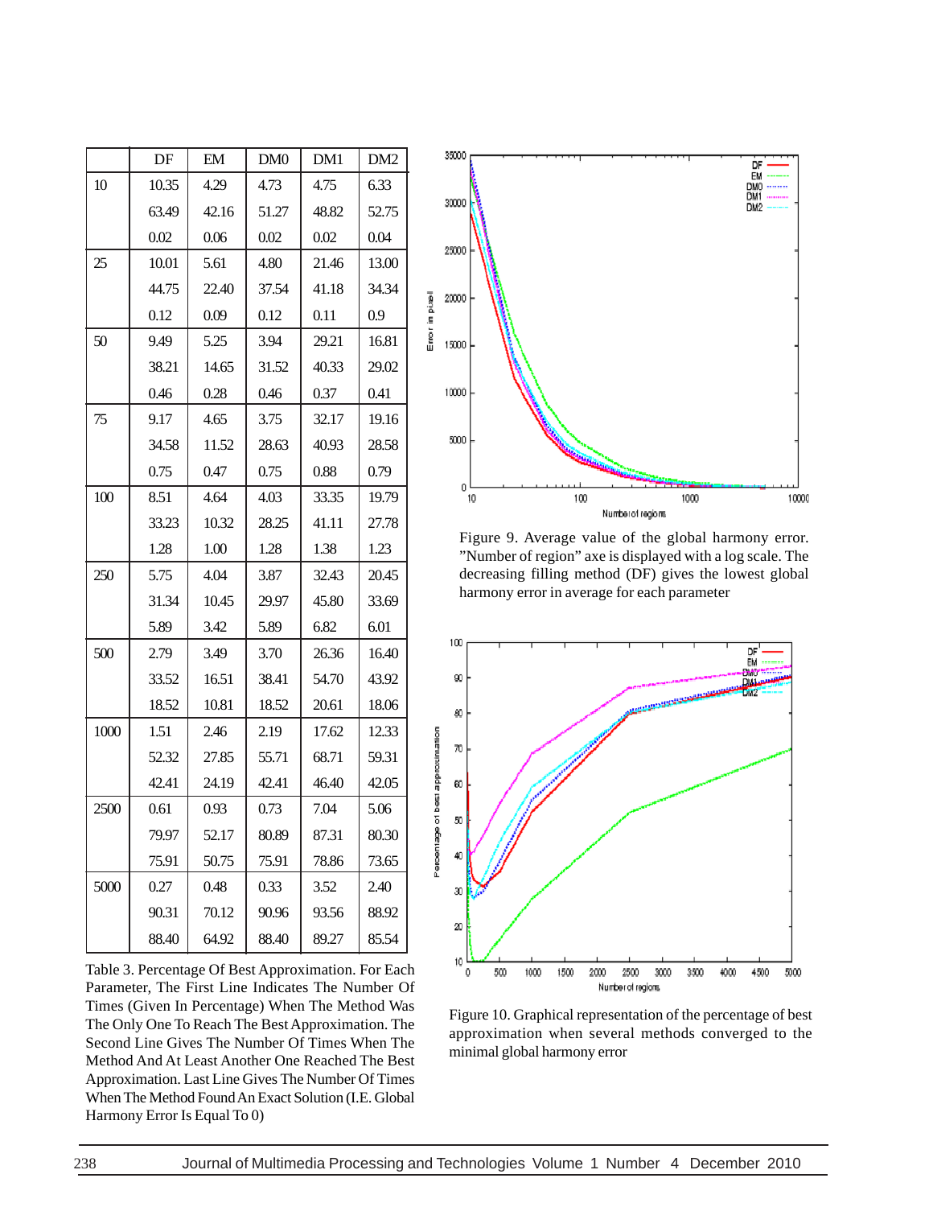| | DF | EM | DM0 | DM1 | DM2 |
|---|---|---|---|---|---|
| 10 | 10.35 | 4.29 | 4.73 | 4.75 | 6.33 |
| | 63.49 | 42.16 | 51.27 | 48.82 | 52.75 |
| | 0.02 | 0.06 | 0.02 | 0.02 | 0.04 |
| 25 | 10.01 | 5.61 | 4.80 | 21.46 | 13.00 |
| | 44.75 | 22.40 | 37.54 | 41.18 | 34.34 |
| | 0.12 | 0.09 | 0.12 | 0.11 | 0.9 |
| 50 | 9.49 | 5.25 | 3.94 | 29.21 | 16.81 |
| | 38.21 | 14.65 | 31.52 | 40.33 | 29.02 |
| | 0.46 | 0.28 | 0.46 | 0.37 | 0.41 |
| 75 | 9.17 | 4.65 | 3.75 | 32.17 | 19.16 |
| | 34.58 | 11.52 | 28.63 | 40.93 | 28.58 |
| | 0.75 | 0.47 | 0.75 | 0.88 | 0.79 |
| 100 | 8.51 | 4.64 | 4.03 | 33.35 | 19.79 |
| | 33.23 | 10.32 | 28.25 | 41.11 | 27.78 |
| | 1.28 | 1.00 | 1.28 | 1.38 | 1.23 |
| 250 | 5.75 | 4.04 | 3.87 | 32.43 | 20.45 |
| | 31.34 | 10.45 | 29.97 | 45.80 | 33.69 |
| | 5.89 | 3.42 | 5.89 | 6.82 | 6.01 |
| 500 | 2.79 | 3.49 | 3.70 | 26.36 | 16.40 |
| | 33.52 | 16.51 | 38.41 | 54.70 | 43.92 |
| | 18.52 | 10.81 | 18.52 | 20.61 | 18.06 |
| 1000 | 1.51 | 2.46 | 2.19 | 17.62 | 12.33 |
| | 52.32 | 27.85 | 55.71 | 68.71 | 59.31 |
| | 42.41 | 24.19 | 42.41 | 46.40 | 42.05 |
| 2500 | 0.61 | 0.93 | 0.73 | 7.04 | 5.06 |
| | 79.97 | 52.17 | 80.89 | 87.31 | 80.30 |
| | 75.91 | 50.75 | 75.91 | 78.86 | 73.65 |
| 5000 | 0.27 | 0.48 | 0.33 | 3.52 | 2.40 |
| | 90.31 | 70.12 | 90.96 | 93.56 | 88.92 |
| | 88.40 | 64.92 | 88.40 | 89.27 | 85.54 |

Table 3. Percentage Of Best Approximation. For Each Parameter, The First Line Indicates The Number Of Times (Given In Percentage) When The Method Was The Only One To Reach The Best Approximation. The Second Line Gives The Number Of Times When The Method And At Least Another One Reached The Best Approximation. Last Line Gives The Number Of Times When The Method Found An Exact Solution (I.E. Global Harmony Error Is Equal To 0)

DF
EM
DM0
DM1
DM2

Error in pixel

35000
30000
25000
20000
15000
10000
5000
0

10
100
1000
10000

Number of regions

Figure 9. Average value of the global harmony error. "Number of region" axe is displayed with a log scale. The decreasing filling method (DF) gives the lowest global harmony error in average for each parameter

DF
EM
DM0
DM1
DM2

Percentage of best approximation

100
90
80
70
60
50
40
30
20
10

0
500
1000
1500
2000
2500
3000
3500
4000
4500
5000

Number of regions

Figure 10. Graphical representation of the percentage of best approximation when several methods converged to the minimal global harmony error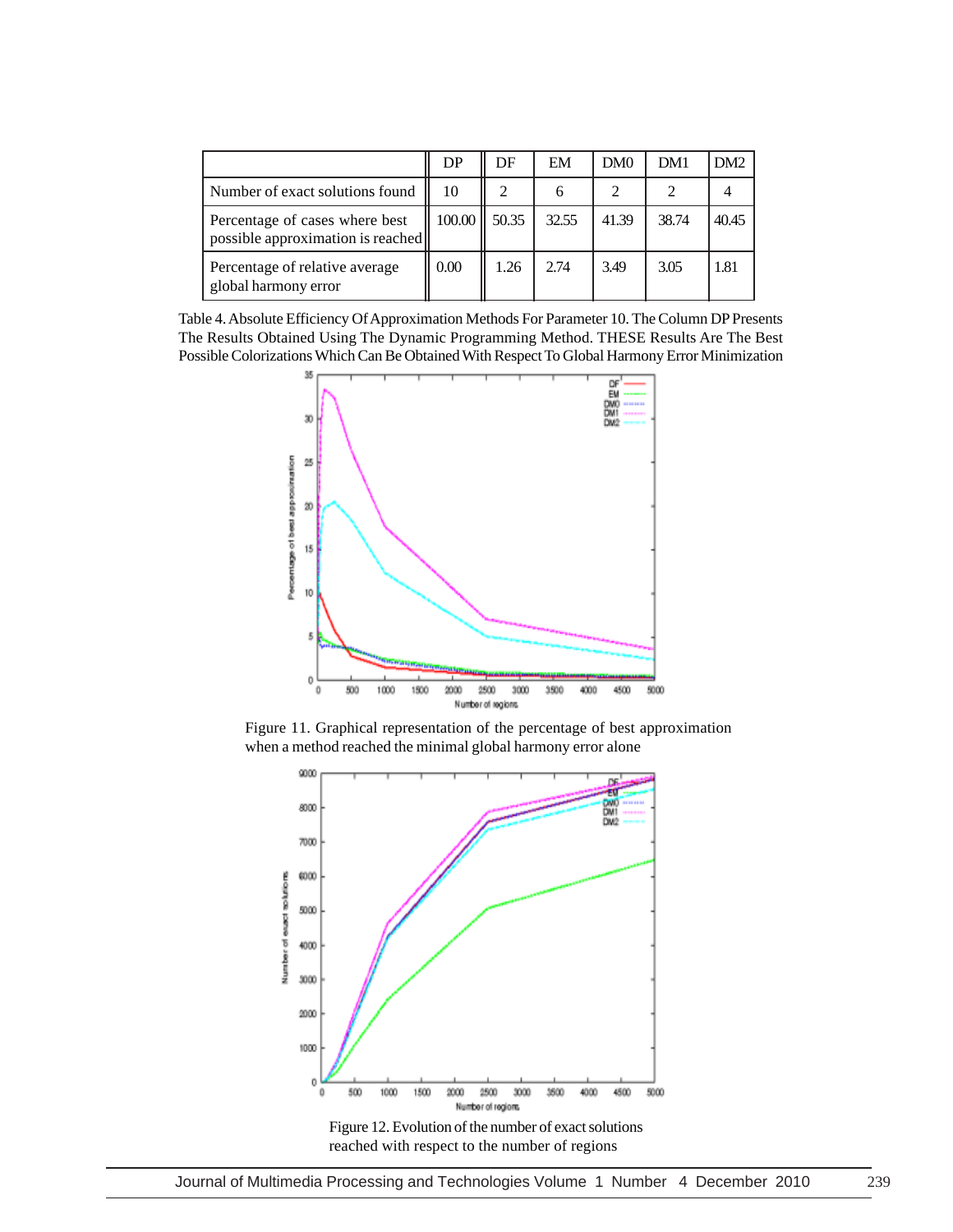| | DP | DF | EM | DM0 | DM1 | DM2 |
|---|---|---|---|---|---|---|
| Number of exact solutions found | 10 | 2 | 6 | 2 | 2 | 4 |
| Percentage of cases where best possible approximation is reached | 100.00 | 50.35 | 32.55 | 41.39 | 38.74 | 40.45 |
| Percentage of relative average global harmony error | 0.00 | 1.26 | 2.74 | 3.49 | 3.05 | 1.81 |

Table 4. Absolute Efficiency Of Approximation Methods For Parameter 10. The Column DP Presents The Results Obtained Using The Dynamic Programming Method. THESE Results Are The Best Possible Colorizations Which Can Be Obtained With Respect To Global Harmony Error Minimization

DF
EM
DM0
DM1
DM2

Percentage of best approximation

0
5
10
15
20
25
30
35

0 500 1000 1500 2000 2500 3000 3500 4000 4500 5000

Number of regions

Figure 11. Graphical representation of the percentage of best approximation when a method reached the minimal global harmony error alone

DF
EM
DM0
DM1
DM2

Number of exact solutions

0
1000
2000
3000
4000
5000
6000
7000
8000
9000

0 500 1000 1500 2000 2500 3000 3500 4000 4500 5000

Number of regions

Figure 12. Evolution of the number of exact solutions reached with respect to the number of regions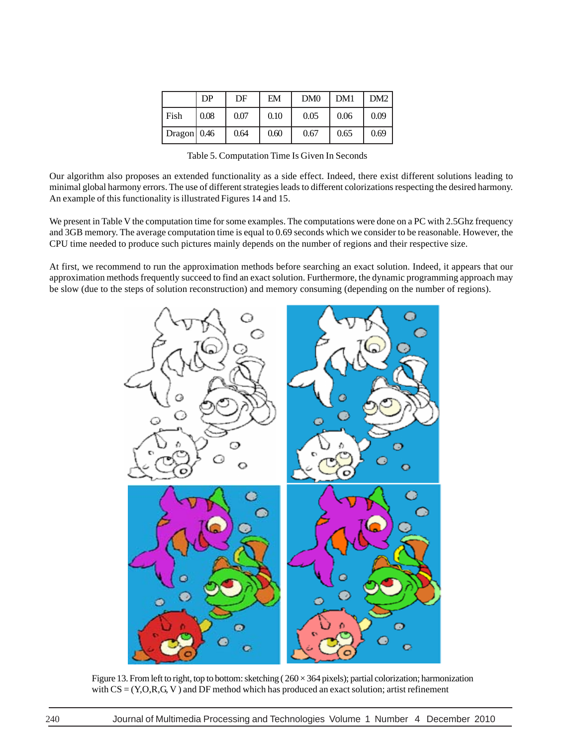| | DP | DF | EM | DM0 | DM1 | DM2 |
|---|---|---|---|---|---|---|
| Fish | 0.08 | 0.07 | 0.10 | 0.05 | 0.06 | 0.09 |
| Dragon | 0.46 | 0.64 | 0.60 | 0.67 | 0.65 | 0.69 |

Table 5. Computation Time Is Given In Seconds

Our algorithm also proposes an extended functionality as a side effect. Indeed, there exist different solutions leading to minimal global harmony errors. The use of different strategies leads to different colorizations respecting the desired harmony. An example of this functionality is illustrated Figures 14 and 15.

We present in Table V the computation time for some examples. The computations were done on a PC with 2.5Ghz frequency and 3GB memory. The average computation time is equal to 0.69 seconds which we consider to be reasonable. However, the CPU time needed to produce such pictures mainly depends on the number of regions and their respective size.

At first, we recommend to run the approximation methods before searching an exact solution. Indeed, it appears that our approximation methods frequently succeed to find an exact solution. Furthermore, the dynamic programming approach may be slow (due to the steps of solution reconstruction) and memory consuming (depending on the number of regions).

Figure 13. From left to right, top to bottom: sketching ( $260 \times 364$ pixels); partial colorization; harmonization with CS = (Y,O,R,G, V ) and DF method which has produced an exact solution; artist refinement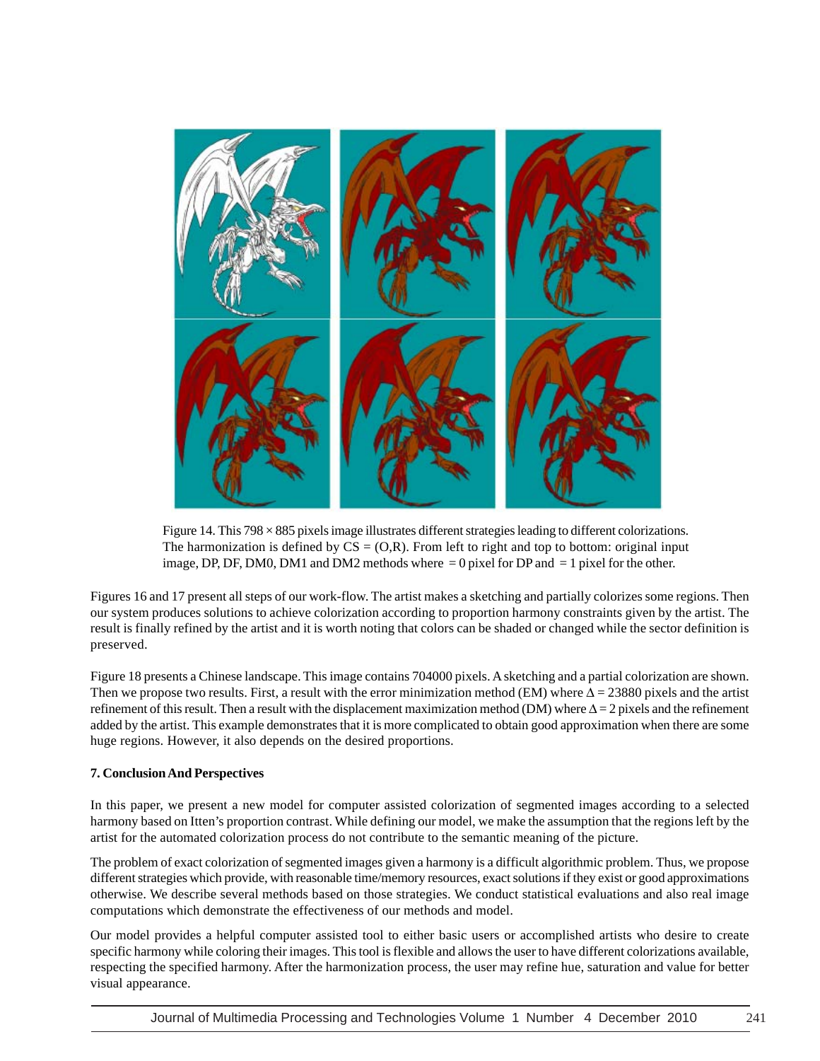Figure 14. This 798 × 885 pixels image illustrates different strategies leading to different colorizations. The harmonization is defined by CS = (O,R). From left to right and top to bottom: original input image, DP, DF, DM0, DM1 and DM2 methods where  = 0 pixel for DP and  = 1 pixel for the other.

Figures 16 and 17 present all steps of our work-flow. The artist makes a sketching and partially colorizes some regions. Then our system produces solutions to achieve colorization according to proportion harmony constraints given by the artist. The result is finally refined by the artist and it is worth noting that colors can be shaded or changed while the sector definition is preserved.

Figure 18 presents a Chinese landscape. This image contains 704000 pixels. A sketching and a partial colorization are shown. Then we propose two results. First, a result with the error minimization method (EM) where $\Delta = 23880$ pixels and the artist refinement of this result. Then a result with the displacement maximization method (DM) where $\Delta = 2$ pixels and the refinement added by the artist. This example demonstrates that it is more complicated to obtain good approximation when there are some huge regions. However, it also depends on the desired proportions.

**7. Conclusion And Perspectives**

In this paper, we present a new model for computer assisted colorization of segmented images according to a selected harmony based on Itten's proportion contrast. While defining our model, we make the assumption that the regions left by the artist for the automated colorization process do not contribute to the semantic meaning of the picture.

The problem of exact colorization of segmented images given a harmony is a difficult algorithmic problem. Thus, we propose different strategies which provide, with reasonable time/memory resources, exact solutions if they exist or good approximations otherwise. We describe several methods based on those strategies. We conduct statistical evaluations and also real image computations which demonstrate the effectiveness of our methods and model.

Our model provides a helpful computer assisted tool to either basic users or accomplished artists who desire to create specific harmony while coloring their images. This tool is flexible and allows the user to have different colorizations available, respecting the specified harmony. After the harmonization process, the user may refine hue, saturation and value for better visual appearance.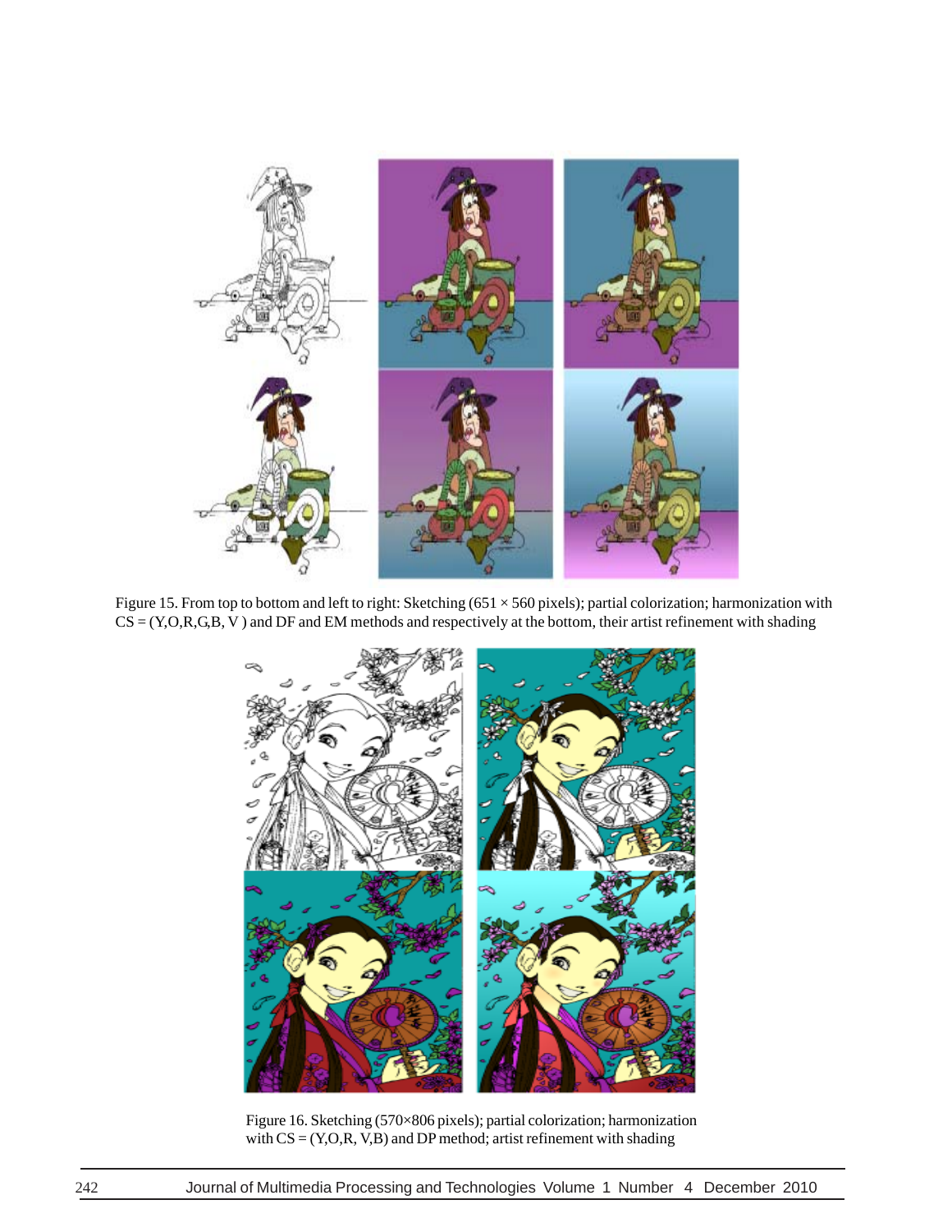Figure 15. From top to bottom and left to right: Sketching (651 × 560 pixels); partial colorization; harmonization with CS = (Y,O,R,G,B, V ) and DF and EM methods and respectively at the bottom, their artist refinement with shading

Figure 16. Sketching (570×806 pixels); partial colorization; harmonization with CS = (Y,O,R, V,B) and DP method; artist refinement with shading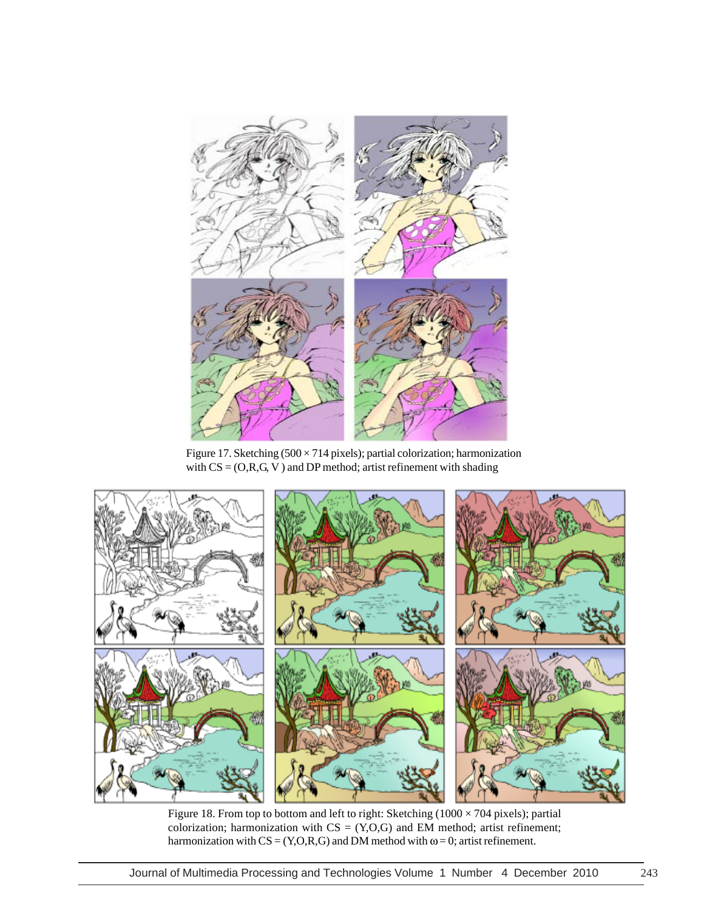Figure 17. Sketching ($500 \times 714$ pixels); partial colorization; harmonization with CS = (O,R,G, V ) and DP method; artist refinement with shading

Figure 18. From top to bottom and left to right: Sketching ($1000 \times 704$ pixels); partial colorization; harmonization with CS = (Y,O,G) and EM method; artist refinement; harmonization with CS = (Y,O,R,G) and DM method with $\omega = 0$; artist refinement.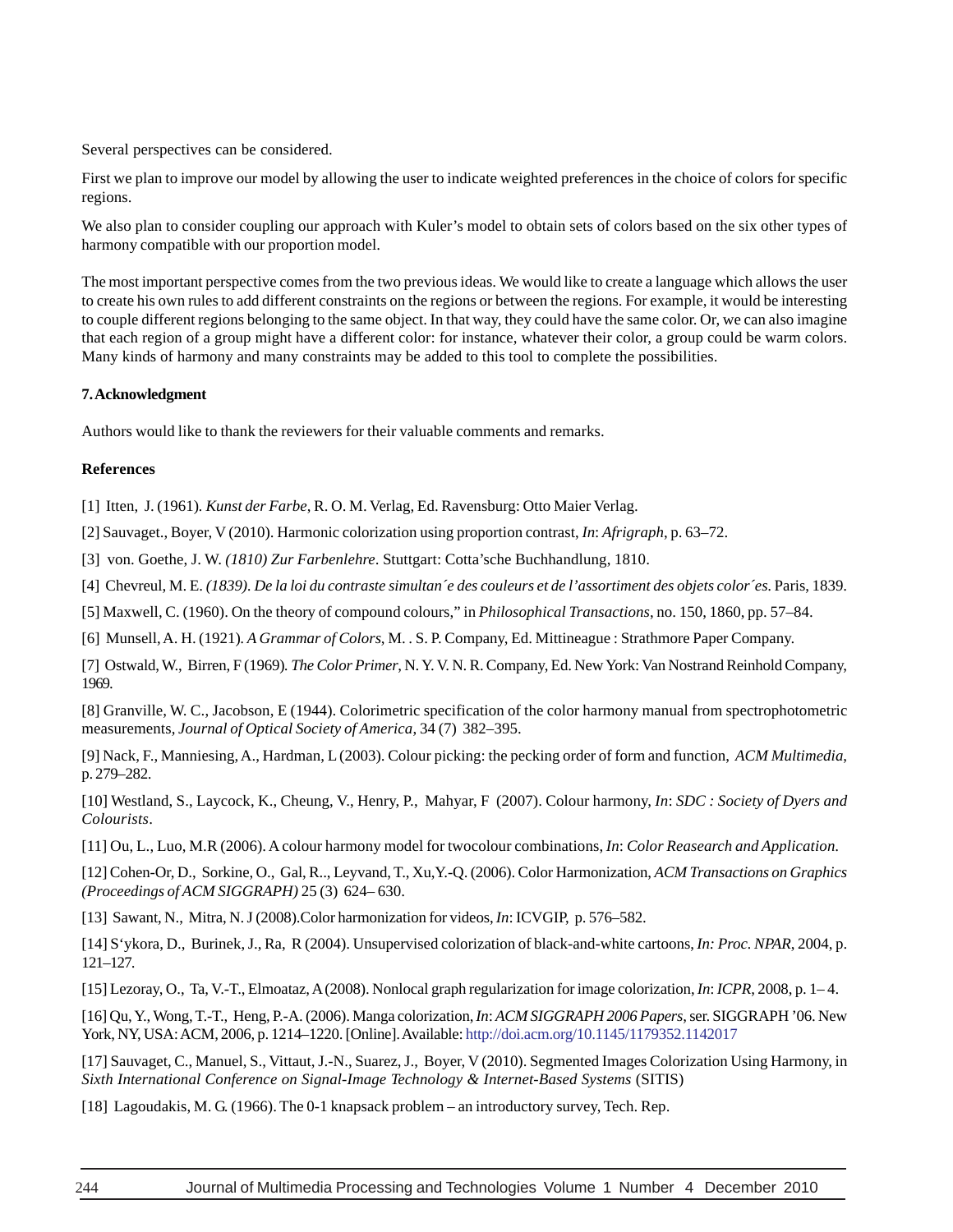Several perspectives can be considered.

First we plan to improve our model by allowing the user to indicate weighted preferences in the choice of colors for specific regions.

We also plan to consider coupling our approach with Kuler's model to obtain sets of colors based on the six other types of harmony compatible with our proportion model.

The most important perspective comes from the two previous ideas. We would like to create a language which allows the user to create his own rules to add different constraints on the regions or between the regions. For example, it would be interesting to couple different regions belonging to the same object. In that way, they could have the same color. Or, we can also imagine that each region of a group might have a different color: for instance, whatever their color, a group could be warm colors. Many kinds of harmony and many constraints may be added to this tool to complete the possibilities.

## 7. Acknowledgment

Authors would like to thank the reviewers for their valuable comments and remarks.

## References

[1] Itten, J. (1961). *Kunst der Farbe*, R. O. M. Verlag, Ed. Ravensburg: Otto Maier Verlag.

[2] Sauvaget., Boyer, V (2010). Harmonic colorization using proportion contrast, *In*: *Afrigraph*, p. 63–72.

[3] von. Goethe, J. W. *(1810) Zur Farbenlehre*. Stuttgart: Cotta'sche Buchhandlung, 1810.

[4] Chevreul, M. E. *(1839). De la loi du contraste simultan´e des couleurs et de l'assortiment des objets color´es.* Paris, 1839.

[5] Maxwell, C. (1960). On the theory of compound colours," in *Philosophical Transactions*, no. 150, 1860, pp. 57–84.

[6] Munsell, A. H. (1921). *A Grammar of Colors*, M. . S. P. Company, Ed. Mittineague : Strathmore Paper Company.

[7] Ostwald, W., Birren, F (1969). *The Color Primer*, N. Y. V. N. R. Company, Ed. New York: Van Nostrand Reinhold Company, 1969.

[8] Granville, W. C., Jacobson, E (1944). Colorimetric specification of the color harmony manual from spectrophotometric measurements, *Journal of Optical Society of America*, 34 (7) 382–395.

[9] Nack, F., Manniesing, A., Hardman, L (2003). Colour picking: the pecking order of form and function, *ACM Multimedia*, p. 279–282.

[10] Westland, S., Laycock, K., Cheung, V., Henry, P., Mahyar, F (2007). Colour harmony, *In*: *SDC : Society of Dyers and Colourists*.

[11] Ou, L., Luo, M.R (2006). A colour harmony model for twocolour combinations, *In*: *Color Reasearch and Application*.

[12] Cohen-Or, D., Sorkine, O., Gal, R.., Leyvand, T., Xu,Y.-Q. (2006). Color Harmonization, *ACM Transactions on Graphics (Proceedings of ACM SIGGRAPH)* 25 (3) 624– 630.

[13] Sawant, N., Mitra, N. J (2008).Color harmonization for videos, *In*: ICVGIP, p. 576–582.

[14] S'ykora, D., Burinek, J., Ra, R (2004). Unsupervised colorization of black-and-white cartoons, *In: Proc. NPAR*, 2004, p. 121–127.

[15] Lezoray, O., Ta, V.-T., Elmoataz, A (2008). Nonlocal graph regularization for image colorization, *In*: *ICPR*, 2008, p. 1– 4.

[16] Qu, Y., Wong, T.-T., Heng, P.-A. (2006). Manga colorization, *In*: *ACM SIGGRAPH 2006 Papers*, ser. SIGGRAPH '06. New York, NY, USA: ACM, 2006, p. 1214–1220. [Online]. Available: http://doi.acm.org/10.1145/1179352.1142017

[17] Sauvaget, C., Manuel, S., Vittaut, J.-N., Suarez, J., Boyer, V (2010). Segmented Images Colorization Using Harmony, in *Sixth International Conference on Signal-Image Technology & Internet-Based Systems* (SITIS)

[18] Lagoudakis, M. G. (1966). The 0-1 knapsack problem – an introductory survey, Tech. Rep.